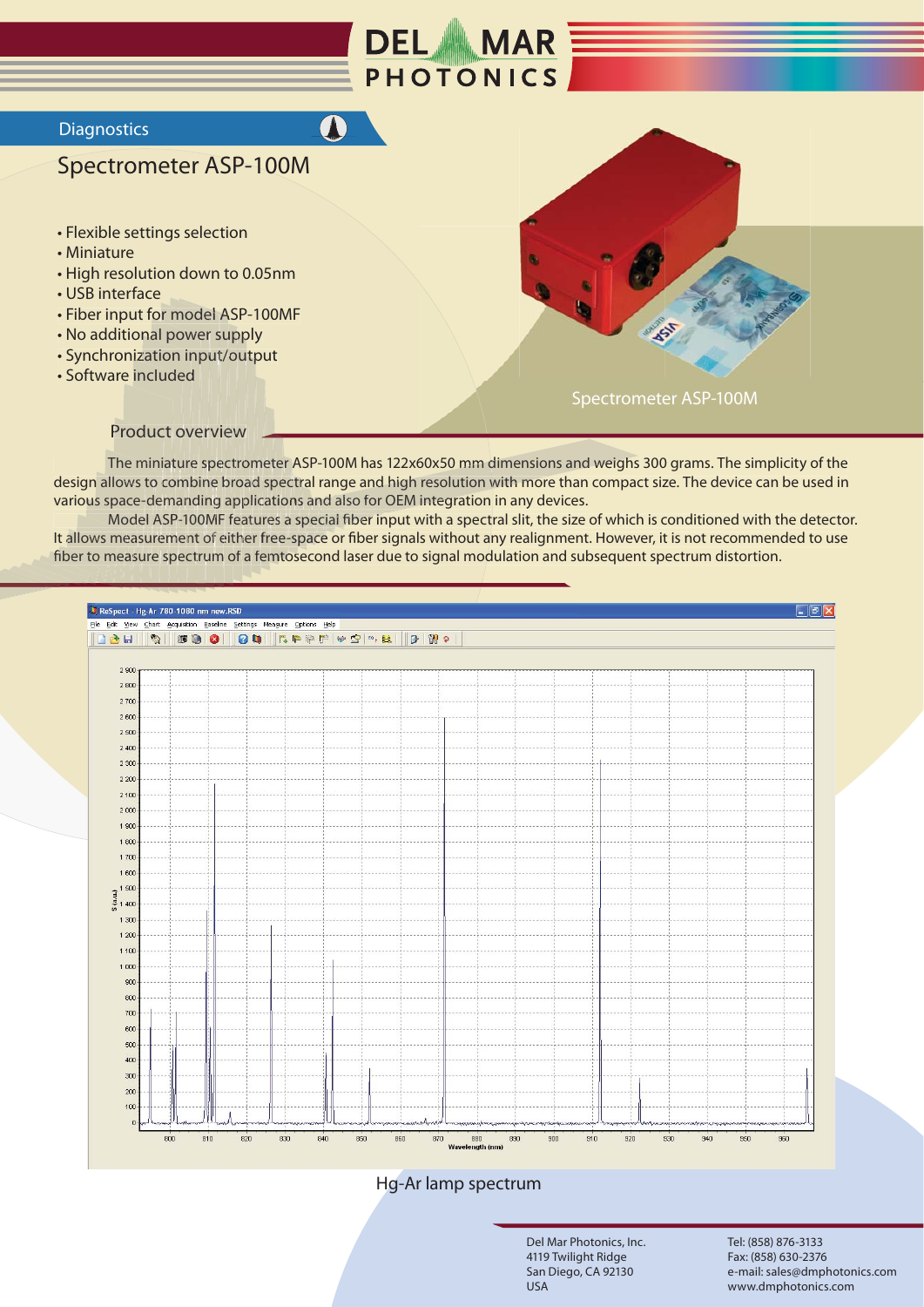Diagnostics

# Spectrometer ASP-100M

- Flexible settings selection
- Miniature
- High resolution down to 0.05nm
- USB interface
- Fiber input for model ASP-100MF
- No additional power supply
- Synchronization input/output
- Software included

Spectrometer ASP-100M

## Product overview

The miniature spectrometer ASP-100M has 122x60x50 mm dimensions and weighs 300 grams. The simplicity of the design allows to combine broad spectral range and high resolution with more than compact size. The device can be used in various space-demanding applications and also for OEM integration in any devices.

Model ASP-100MF features a special fiber input with a spectral slit, the size of which is conditioned with the detector. It allows measurement of either free-space or fiber signals without any realignment. However, it is not recommended to use fiber to measure spectrum of a femtosecond laser due to signal modulation and subsequent spectrum distortion.

Hg-Ar lamp spectrum

Del Mar Photonics, Inc.
4119 Twilight Ridge
San Diego, CA 92130
USA

Tel: (858) 876-3133
Fax: (858) 630-2376
e-mail: sales@dmphotonics.com
www.dmphotonics.com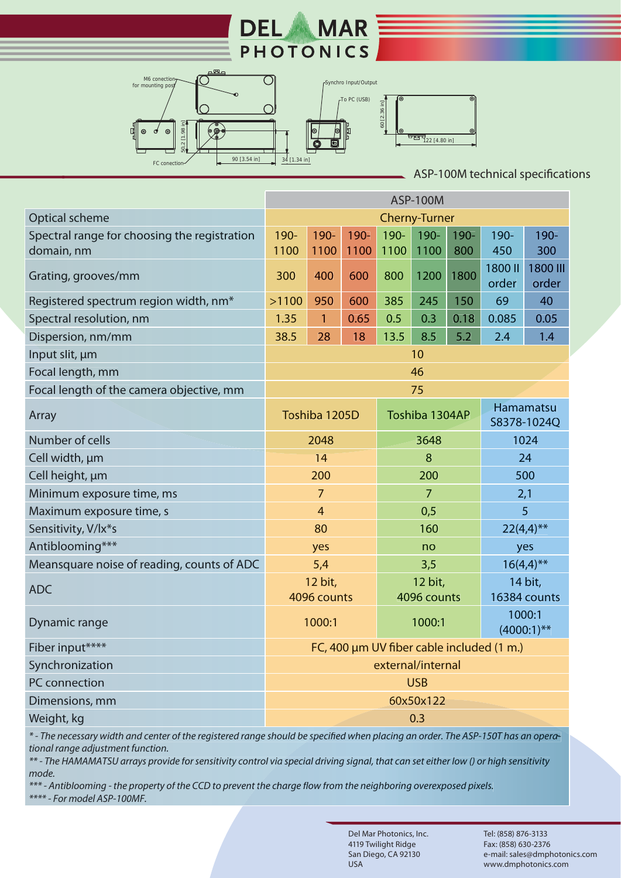DEL MAR PHOTONICS

M6 conection for mounting post

Synchro Input/Output

To PC (USB)

60 [2.36 in]

50.2 [1.98 in]

122 [4.80 in]

FC conection

90 [3.54 in]

34 [1.34 in]

ASP-100M technical specifications

| | ASP-100M | | | | | | | |
|---|---|---|---|---|---|---|---|---|
| Optical scheme | Cherny-Turner | | | | | | | |
| Spectral range for choosing the registration domain, nm | 190-1100 | 190-1100 | 190-1100 | 190-1100 | 190-1100 | 190-800 | 190-450 | 190-300 |
| Grating, grooves/mm | 300 | 400 | 600 | 800 | 1200 | 1800 | 1800 II order | 1800 III order |
| Registered spectrum region width, nm* | >1100 | 950 | 600 | 385 | 245 | 150 | 69 | 40 |
| Spectral resolution, nm | 1.35 | 1 | 0.65 | 0.5 | 0.3 | 0.18 | 0.085 | 0.05 |
| Dispersion, nm/mm | 38.5 | 28 | 18 | 13.5 | 8.5 | 5.2 | 2.4 | 1.4 |
| Input slit, µm | 10 | | | | | | | |
| Focal length, mm | 46 | | | | | | | |
| Focal length of the camera objective, mm | 75 | | | | | | | |
| Array | Toshiba 1205D | | | Toshiba 1304AP | | | Hamamatsu S8378-1024Q | |
| Number of cells | 2048 | | | 3648 | | | 1024 | |
| Cell width, µm | 14 | | | 8 | | | 24 | |
| Cell height, µm | 200 | | | 200 | | | 500 | |
| Minimum exposure time, ms | 7 | | | 7 | | | 2,1 | |
| Maximum exposure time, s | 4 | | | 0,5 | | | 5 | |
| Sensitivity, V/lx*s | 80 | | | 160 | | | 22(4,4)** | |
| Antiblooming*** | yes | | | no | | | yes | |
| Meansquare noise of reading, counts of ADC | 5,4 | | | 3,5 | | | 16(4,4)** | |
| ADC | 12 bit, 4096 counts | | | 12 bit, 4096 counts | | | 14 bit, 16384 counts | |
| Dynamic range | 1000:1 | | | 1000:1 | | | 1000:1 (4000:1)** | |
| Fiber input**** | FC, 400 µm UV fiber cable included (1 m.) | | | | | | | |
| Synchronization | external/internal | | | | | | | |
| PC connection | USB | | | | | | | |
| Dimensions, mm | 60x50x122 | | | | | | | |
| Weight, kg | 0.3 | | | | | | | |

*\* - The necessary width and center of the registered range should be specified when placing an order. The ASP-150T has an operational range adjustment function.*

*\*\* - The HAMAMATSU arrays provide for sensitivity control via special driving signal, that can set either low () or high sensitivity mode.*

*\*\*\* - Antiblooming - the property of the CCD to prevent the charge flow from the neighboring overexposed pixels.*

*\*\*\*\* - For model ASP-100MF.*

Del Mar Photonics, Inc.
4119 Twilight Ridge
San Diego, CA 92130
USA

Tel: (858) 876-3133
Fax: (858) 630-2376
e-mail: sales@dmphotonics.com
www.dmphotonics.com